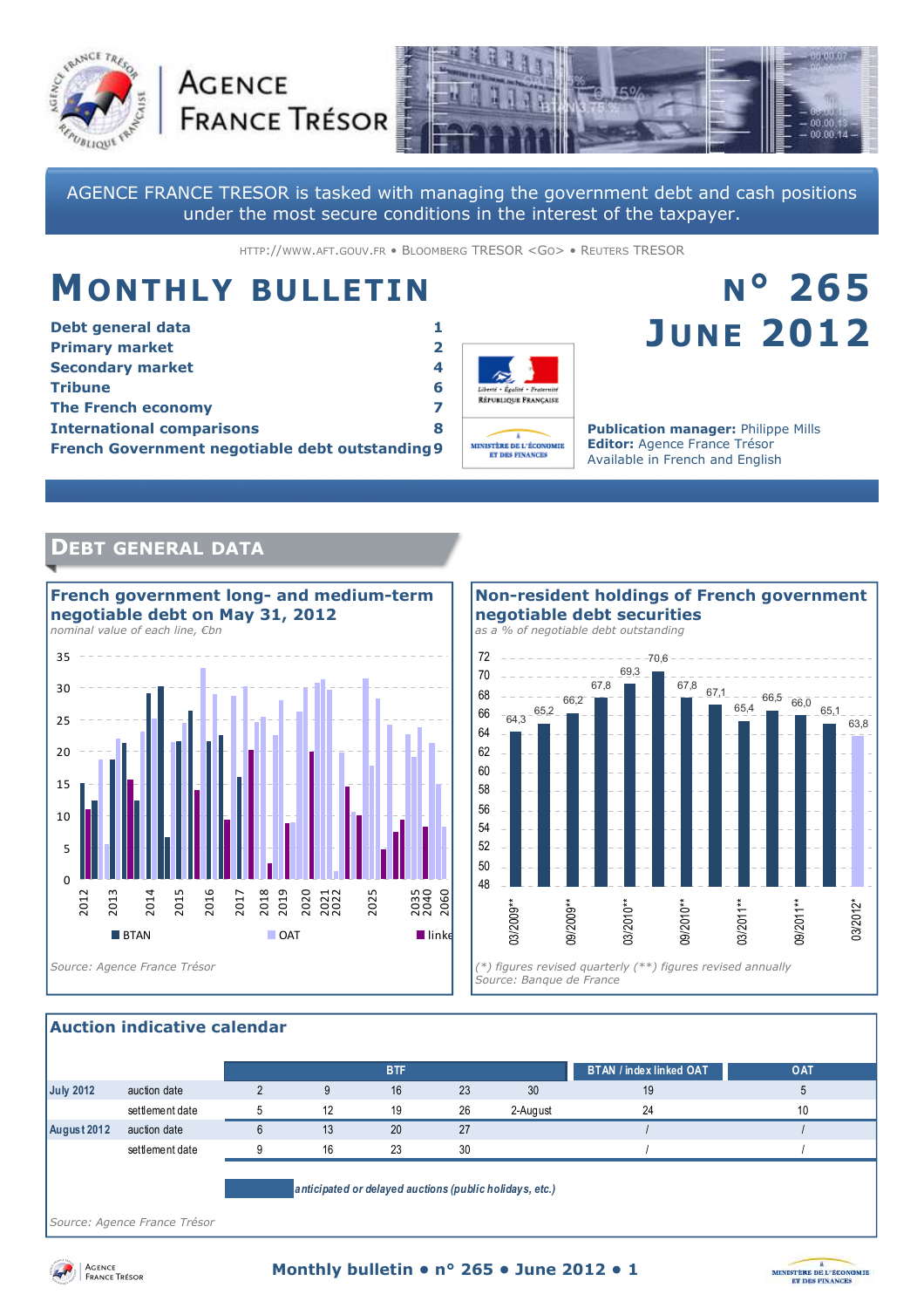# AGENCE FRANCE TRÉSOR

AGENCE FRANCE TRESOR is tasked with managing the government debt and cash positions under the most secure conditions in the interest of the taxpayer.

HTTP://WWW.AFT.GOUV.FR • BLOOMBERG TRESOR <GO> • REUTERS TRESOR

# MONTHLY BULLETIN

# N° 265 JUNE 2012

| | |
|---|---|
| **Debt general data** | 1 |
| **Primary market** | 2 |
| **Secondary market** | 4 |
| **Tribune** | 6 |
| **The French economy** | 7 |
| **International comparisons** | 8 |
| **French Government negotiable debt outstanding** | 9 |

**Publication manager:** Philippe Mills
**Editor:** Agence France Trésor
Available in French and English

## DEBT GENERAL DATA

### French government long- and medium-term negotiable debt on May 31, 2012

*nominal value of each line, €bn*

Legend: BTAN, OAT, linked

*Source: Agence France Trésor*

### Non-resident holdings of French government negotiable debt securities

*as a % of negotiable debt outstanding*

| 03/2009** | 06/2009 | 09/2009** | 12/2009 | 03/2010** | 06/2010 | 09/2010** | 12/2010 | 03/2011** | 06/2011 | 09/2011** | 12/2011 | 03/2012* |
|---|---|---|---|---|---|---|---|---|---|---|---|---|
| 64,3 | 65,2 | 66,2 | 67,8 | 69,3 | 70,6 | 67,8 | 67,1 | 65,4 | 66,5 | 66,0 | 65,1 | 63,8 |

*(\*) figures revised quarterly (\*\*) figures revised annually*
*Source: Banque de France*

### Auction indicative calendar

| | | BTF | | | | | BTAN / index linked OAT | OAT |
|---|---|---|---|---|---|---|---|---|
| July 2012 | auction date | 2 | 9 | 16 | 23 | 30 | 19 | 5 |
| | settlement date | 5 | 12 | 19 | 26 | 2-August | 24 | 10 |
| August 2012 | auction date | 6 | 13 | 20 | 27 | | / | / |
| | settlement date | 9 | 16 | 23 | 30 | | / | / |

*anticipated or delayed auctions (public holidays, etc.)*

*Source: Agence France Trésor*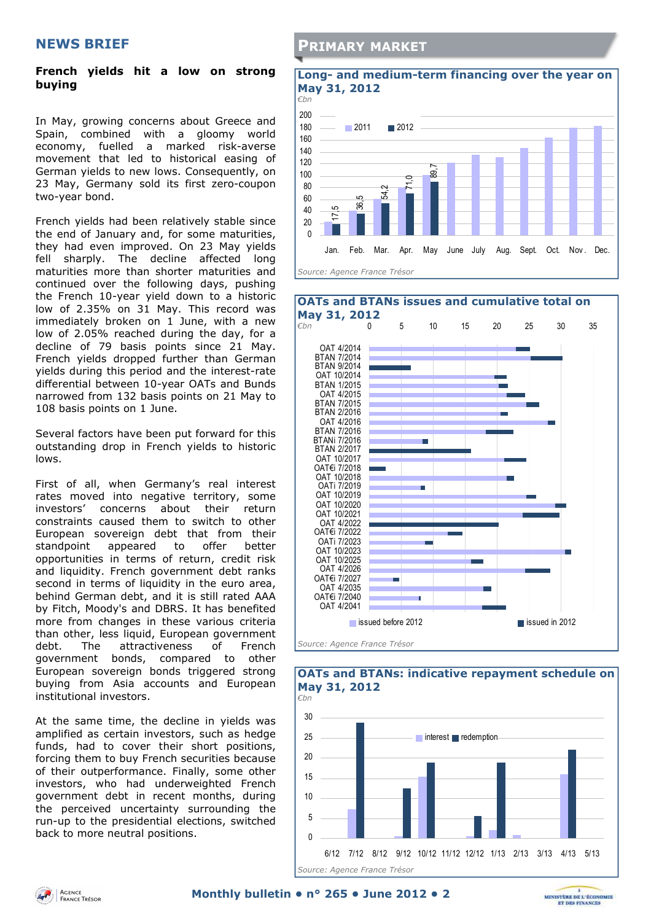## NEWS BRIEF

**French yields hit a low on strong buying**

In May, growing concerns about Greece and Spain, combined with a gloomy world economy, fuelled a marked risk-averse movement that led to historical easing of German yields to new lows. Consequently, on 23 May, Germany sold its first zero-coupon two-year bond.

French yields had been relatively stable since the end of January and, for some maturities, they had even improved. On 23 May yields fell sharply. The decline affected long maturities more than shorter maturities and continued over the following days, pushing the French 10-year yield down to a historic low of 2.35% on 31 May. This record was immediately broken on 1 June, with a new low of 2.05% reached during the day, for a decline of 79 basis points since 21 May. French yields dropped further than German yields during this period and the interest-rate differential between 10-year OATs and Bunds narrowed from 132 basis points on 21 May to 108 basis points on 1 June.

Several factors have been put forward for this outstanding drop in French yields to historic lows.

First of all, when Germany's real interest rates moved into negative territory, some investors' concerns about their return constraints caused them to switch to other European sovereign debt that from their standpoint appeared to offer better opportunities in terms of return, credit risk and liquidity. French government debt ranks second in terms of liquidity in the euro area, behind German debt, and it is still rated AAA by Fitch, Moody's and DBRS. It has benefited more from changes in these various criteria than other, less liquid, European government debt. The attractiveness of French government bonds, compared to other European sovereign bonds triggered strong buying from Asia accounts and European institutional investors.

At the same time, the decline in yields was amplified as certain investors, such as hedge funds, had to cover their short positions, forcing them to buy French securities because of their outperformance. Finally, some other investors, who had underweighted French government debt in recent months, during the perceived uncertainty surrounding the run-up to the presidential elections, switched back to more neutral positions.

## PRIMARY MARKET

### Long- and medium-term financing over the year on May 31, 2012

*€bn*

| Month | 2011 | 2012 |
|---|---|---|
| Jan. | | 17,5 |
| Feb. | | 36,5 |
| Mar. | | 54,2 |
| Apr. | | 71,0 |
| May | | 89,7 |
| June | | |
| July | | |
| Aug. | | |
| Sept. | | |
| Oct. | | |
| Nov. | | |
| Dec. | | |

*Source: Agence France Trésor*

### OATs and BTANs issues and cumulative total on May 31, 2012

*€bn*

Bonds shown (issued before 2012 / issued in 2012): OAT 4/2014, BTAN 7/2014, BTAN 9/2014, OAT 10/2014, BTAN 1/2015, OAT 4/2015, BTAN 7/2015, BTAN 2/2016, OAT 4/2016, BTAN 7/2016, BTANi 7/2016, BTAN 2/2017, OAT 10/2017, OAT€i 7/2018, OAT 10/2018, OATi 7/2019, OAT 10/2019, OAT 10/2020, OAT 10/2021, OAT 4/2022, OAT€i 7/2022, OATi 7/2023, OAT 10/2023, OAT 10/2025, OAT 4/2026, OAT€i 7/2027, OAT 4/2035, OAT€i 7/2040, OAT 4/2041

*Source: Agence France Trésor*

### OATs and BTANs: indicative repayment schedule on May 31, 2012

*€bn*

Legend: interest, redemption. Months: 6/12, 7/12, 8/12, 9/12, 10/12, 11/12, 12/12, 1/13, 2/13, 3/13, 4/13, 5/13

*Source: Agence France Trésor*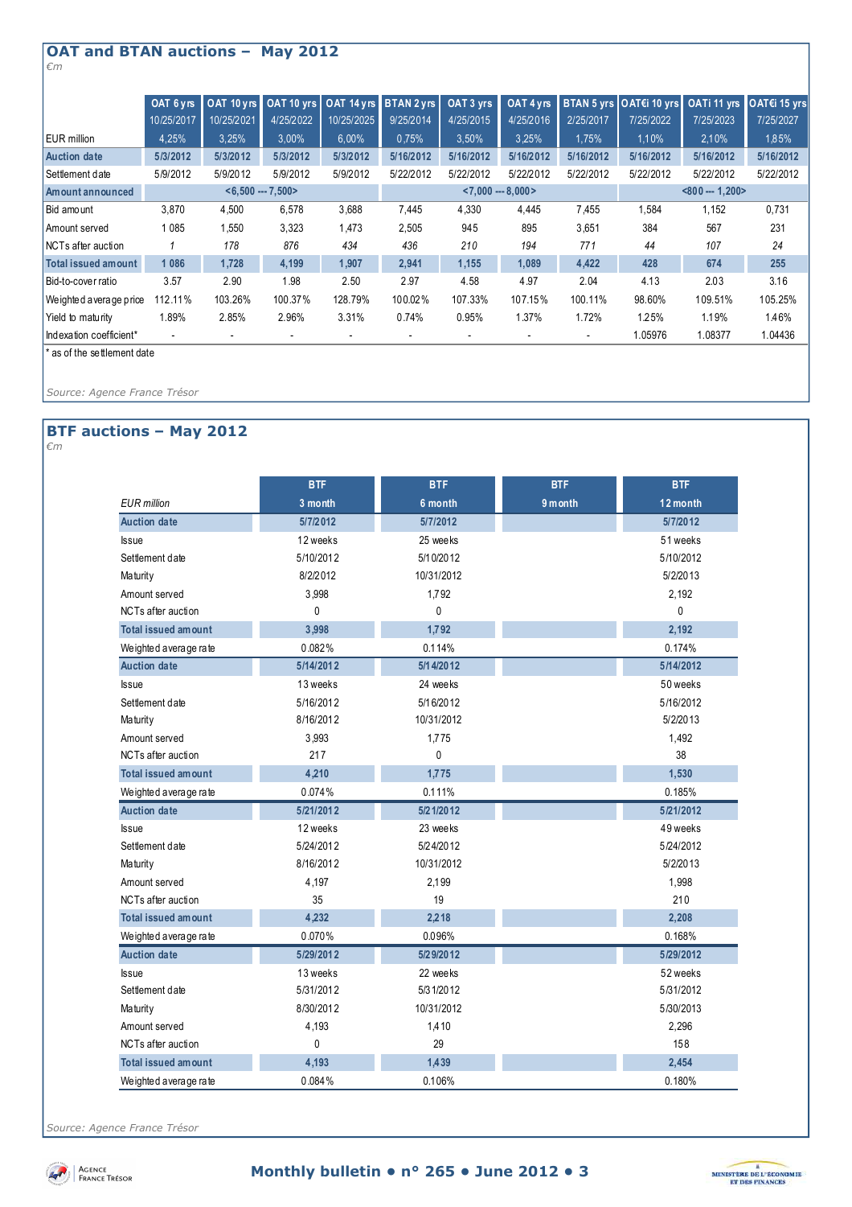## OAT and BTAN auctions – May 2012

*€m*

| EUR million | OAT 6 yrs 10/25/2017 4,25% | OAT 10 yrs 10/25/2021 3,25% | OAT 10 yrs 4/25/2022 3,00% | OAT 14 yrs 10/25/2025 6,00% | BTAN 2 yrs 9/25/2014 0,75% | OAT 3 yrs 4/25/2015 3,50% | OAT 4 yrs 4/25/2016 3,25% | BTAN 5 yrs 2/25/2017 1,75% | OAT€i 10 yrs 7/25/2022 1,10% | OATi 11 yrs 7/25/2023 2,10% | OAT€i 15 yrs 7/25/2027 1,85% |
|---|---|---|---|---|---|---|---|---|---|---|---|
| **Auction date** | **5/3/2012** | **5/3/2012** | **5/3/2012** | **5/3/2012** | **5/16/2012** | **5/16/2012** | **5/16/2012** | **5/16/2012** | **5/16/2012** | **5/16/2012** | **5/16/2012** |
| Settlement date | 5/9/2012 | 5/9/2012 | 5/9/2012 | 5/9/2012 | 5/22/2012 | 5/22/2012 | 5/22/2012 | 5/22/2012 | 5/22/2012 | 5/22/2012 | 5/22/2012 |
| **Amount announced** | **<6,500 --- 7,500>** | | | | **<7,000 --- 8,000>** | | | | **<800 --- 1,200>** | | |
| Bid amount | 3,870 | 4,500 | 6,578 | 3,688 | 7,445 | 4,330 | 4,445 | 7,455 | 1,584 | 1,152 | 0,731 |
| Amount served | 1 085 | 1,550 | 3,323 | 1,473 | 2,505 | 945 | 895 | 3,651 | 384 | 567 | 231 |
| NCTs after auction | *1* | *178* | *876* | *434* | *436* | *210* | *194* | *771* | *44* | *107* | *24* |
| **Total issued amount** | **1 086** | **1,728** | **4,199** | **1,907** | **2,941** | **1,155** | **1,089** | **4,422** | **428** | **674** | **255** |
| Bid-to-cover ratio | 3.57 | 2.90 | 1.98 | 2.50 | 2.97 | 4.58 | 4.97 | 2.04 | 4.13 | 2.03 | 3.16 |
| Weighted average price | 112.11% | 103.26% | 100.37% | 128.79% | 100.02% | 107.33% | 107.15% | 100.11% | 98.60% | 109.51% | 105.25% |
| Yield to maturity | 1.89% | 2.85% | 2.96% | 3.31% | 0.74% | 0.95% | 1.37% | 1.72% | 1.25% | 1.19% | 1.46% |
| Indexation coefficient* | - | - | - | - | - | - | - | - | 1.05976 | 1.08377 | 1.04436 |

\* as of the settlement date

*Source: Agence France Trésor*

## BTF auctions – May 2012

*€m*

| *EUR million* | BTF 3 month | BTF 6 month | BTF 9 month | BTF 12 month |
|---|---|---|---|---|
| **Auction date** | **5/7/2012** | **5/7/2012** | | **5/7/2012** |
| Issue | 12 weeks | 25 weeks | | 51 weeks |
| Settlement date | 5/10/2012 | 5/10/2012 | | 5/10/2012 |
| Maturity | 8/2/2012 | 10/31/2012 | | 5/2/2013 |
| Amount served | 3,998 | 1,792 | | 2,192 |
| NCTs after auction | 0 | 0 | | 0 |
| **Total issued amount** | **3,998** | **1,792** | | **2,192** |
| Weighted average rate | 0.082% | 0.114% | | 0.174% |
| **Auction date** | **5/14/2012** | **5/14/2012** | | **5/14/2012** |
| Issue | 13 weeks | 24 weeks | | 50 weeks |
| Settlement date | 5/16/2012 | 5/16/2012 | | 5/16/2012 |
| Maturity | 8/16/2012 | 10/31/2012 | | 5/2/2013 |
| Amount served | 3,993 | 1,775 | | 1,492 |
| NCTs after auction | 217 | 0 | | 38 |
| **Total issued amount** | **4,210** | **1,775** | | **1,530** |
| Weighted average rate | 0.074% | 0.111% | | 0.185% |
| **Auction date** | **5/21/2012** | **5/21/2012** | | **5/21/2012** |
| Issue | 12 weeks | 23 weeks | | 49 weeks |
| Settlement date | 5/24/2012 | 5/24/2012 | | 5/24/2012 |
| Maturity | 8/16/2012 | 10/31/2012 | | 5/2/2013 |
| Amount served | 4,197 | 2,199 | | 1,998 |
| NCTs after auction | 35 | 19 | | 210 |
| **Total issued amount** | **4,232** | **2,218** | | **2,208** |
| Weighted average rate | 0.070% | 0.096% | | 0.168% |
| **Auction date** | **5/29/2012** | **5/29/2012** | | **5/29/2012** |
| Issue | 13 weeks | 22 weeks | | 52 weeks |
| Settlement date | 5/31/2012 | 5/31/2012 | | 5/31/2012 |
| Maturity | 8/30/2012 | 10/31/2012 | | 5/30/2013 |
| Amount served | 4,193 | 1,410 | | 2,296 |
| NCTs after auction | 0 | 29 | | 158 |
| **Total issued amount** | **4,193** | **1,439** | | **2,454** |
| Weighted average rate | 0.084% | 0.106% | | 0.180% |

*Source: Agence France Trésor*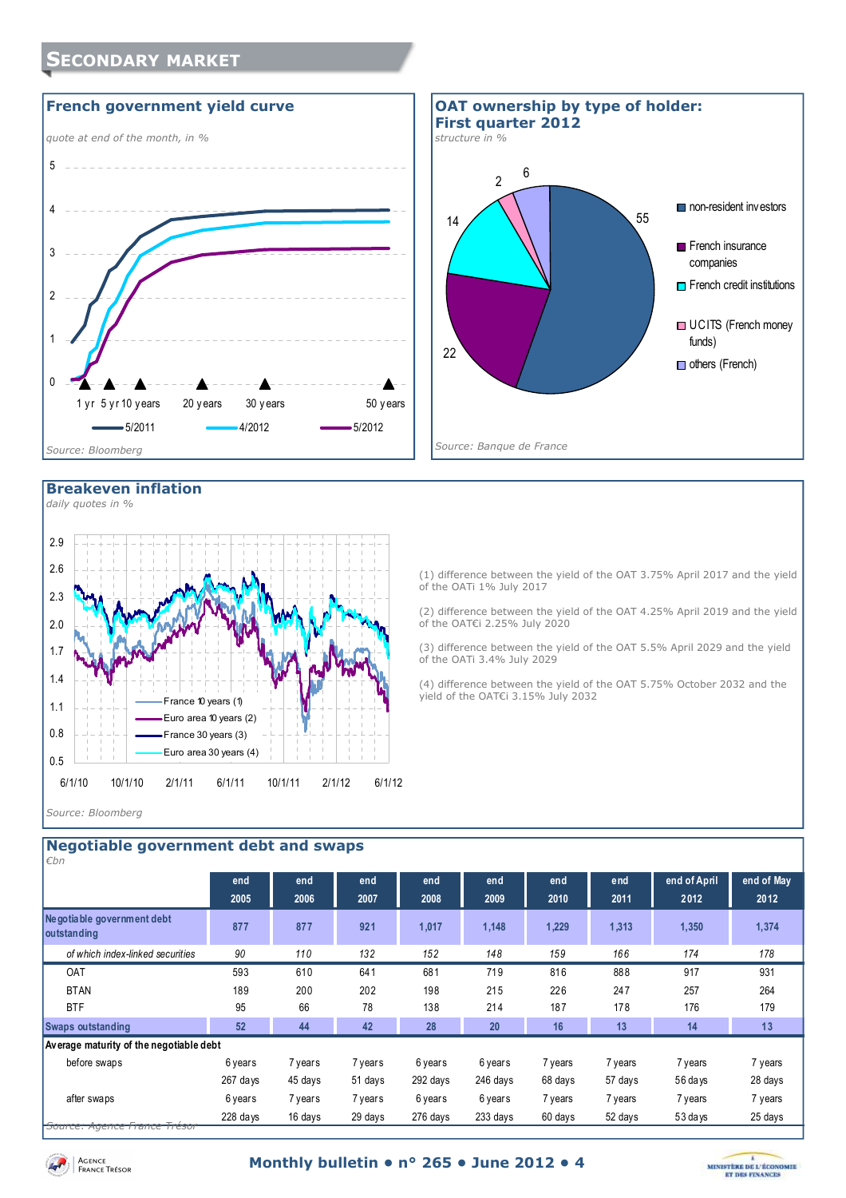# Secondary market

## French government yield curve

*quote at end of the month, in %*

Source: Bloomberg

## OAT ownership by type of holder: First quarter 2012

*structure in %*

| Holder | % |
|---|---|
| non-resident investors | 55 |
| French insurance companies | 22 |
| French credit institutions | 14 |
| UCITS (French money funds) | 2 |
| others (French) | 6 |

Source: Banque de France

## Breakeven inflation

*daily quotes in %*

Source: Bloomberg

(1) difference between the yield of the OAT 3.75% April 2017 and the yield of the OATi 1% July 2017

(2) difference between the yield of the OAT 4.25% April 2019 and the yield of the OAT€i 2.25% July 2020

(3) difference between the yield of the OAT 5.5% April 2029 and the yield of the OATi 3.4% July 2029

(4) difference between the yield of the OAT 5.75% October 2032 and the yield of the OAT€i 3.15% July 2032

## Negotiable government debt and swaps

*€bn*

| | end 2005 | end 2006 | end 2007 | end 2008 | end 2009 | end 2010 | end 2011 | end of April 2012 | end of May 2012 |
|---|---|---|---|---|---|---|---|---|---|
| **Negotiable government debt outstanding** | **877** | **877** | **921** | **1,017** | **1,148** | **1,229** | **1,313** | **1,350** | **1,374** |
| *of which index-linked securities* | *90* | *110* | *132* | *152* | *148* | *159* | *166* | *174* | *178* |
| OAT | 593 | 610 | 641 | 681 | 719 | 816 | 888 | 917 | 931 |
| BTAN | 189 | 200 | 202 | 198 | 215 | 226 | 247 | 257 | 264 |
| BTF | 95 | 66 | 78 | 138 | 214 | 187 | 178 | 176 | 179 |
| **Swaps outstanding** | **52** | **44** | **42** | **28** | **20** | **16** | **13** | **14** | **13** |
| **Average maturity of the negotiable debt** | | | | | | | | | |
| before swaps | 6 years 267 days | 7 years 45 days | 7 years 51 days | 6 years 292 days | 6 years 246 days | 7 years 68 days | 7 years 57 days | 7 years 56 days | 7 years 28 days |
| after swaps | 6 years 228 days | 7 years 16 days | 7 years 29 days | 6 years 276 days | 6 years 233 days | 7 years 60 days | 7 years 52 days | 7 years 53 days | 7 years 25 days |

Source: Agence France Trésor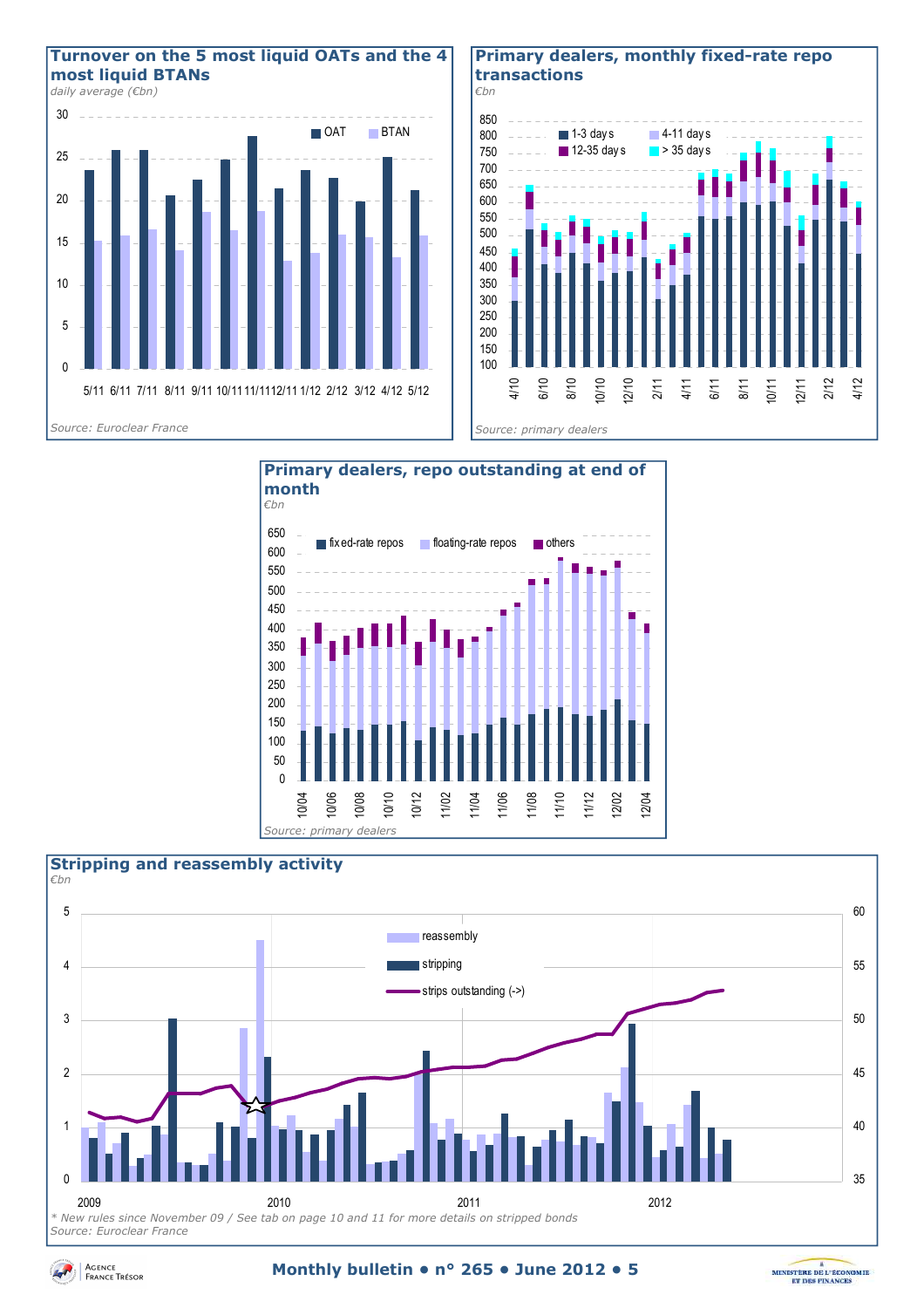## Turnover on the 5 most liquid OATs and the 4 most liquid BTANs

*daily average (€bn)*

OAT | BTAN

5/11 6/11 7/11 8/11 9/11 10/11 11/11 12/11 1/12 2/12 3/12 4/12 5/12

Source: Euroclear France

## Primary dealers, monthly fixed-rate repo transactions

*€bn*

1-3 days | 4-11 days | 12-35 days | > 35 days

4/10 6/10 8/10 10/10 12/10 2/11 4/11 6/11 8/11 10/11 12/11 2/12 4/12

Source: primary dealers

## Primary dealers, repo outstanding at end of month

*€bn*

fixed-rate repos | floating-rate repos | others

10/04 10/06 10/08 10/10 10/12 11/02 11/04 11/06 11/08 11/10 11/12 12/02 12/04

Source: primary dealers

## Stripping and reassembly activity

*€bn*

reassembly | stripping | strips outstanding (->)

2009 2010 2011 2012

\* New rules since November 09 / See tab on page 10 and 11 for more details on stripped bonds

Source: Euroclear France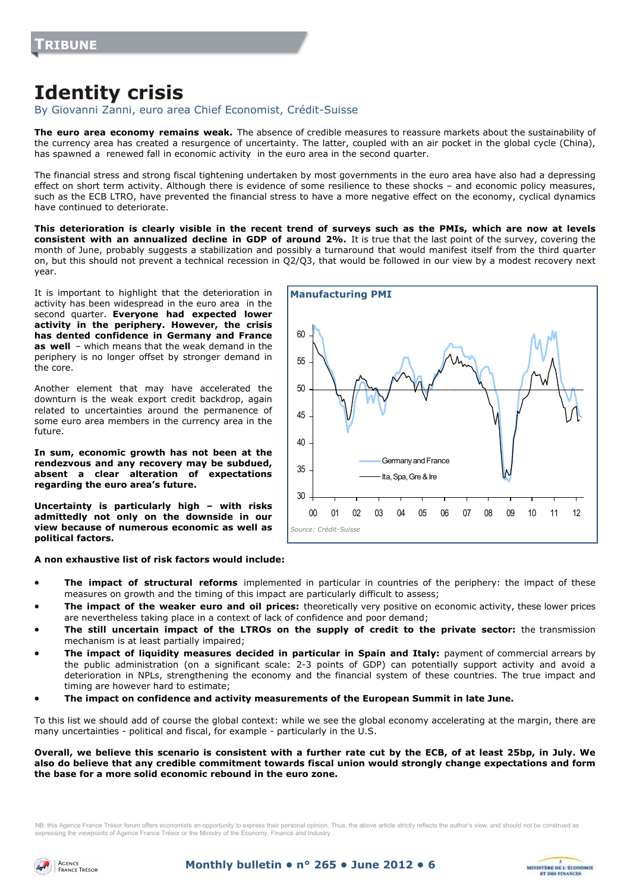TRIBUNE

# Identity crisis

By Giovanni Zanni, euro area Chief Economist, Crédit-Suisse

**The euro area economy remains weak.** The absence of credible measures to reassure markets about the sustainability of the currency area has created a resurgence of uncertainty. The latter, coupled with an air pocket in the global cycle (China), has spawned a renewed fall in economic activity in the euro area in the second quarter.

The financial stress and strong fiscal tightening undertaken by most governments in the euro area have also had a depressing effect on short term activity. Although there is evidence of some resilience to these shocks – and economic policy measures, such as the ECB LTRO, have prevented the financial stress to have a more negative effect on the economy, cyclical dynamics have continued to deteriorate.

**This deterioration is clearly visible in the recent trend of surveys such as the PMIs, which are now at levels consistent with an annualized decline in GDP of around 2%.** It is true that the last point of the survey, covering the month of June, probably suggests a stabilization and possibly a turnaround that would manifest itself from the third quarter on, but this should not prevent a technical recession in Q2/Q3, that would be followed in our view by a modest recovery next year.

It is important to highlight that the deterioration in activity has been widespread in the euro area in the second quarter. **Everyone had expected lower activity in the periphery. However, the crisis has dented confidence in Germany and France as well** – which means that the weak demand in the periphery is no longer offset by stronger demand in the core.

Another element that may have accelerated the downturn is the weak export credit backdrop, again related to uncertainties around the permanence of some euro area members in the currency area in the future.

**In sum, economic growth has not been at the rendezvous and any recovery may be subdued, absent a clear alteration of expectations regarding the euro area's future.**

**Uncertainty is particularly high – with risks admittedly not only on the downside in our view because of numerous economic as well as political factors.**

**Manufacturing PMI**

Source: Crédit-Suisse

**A non exhaustive list of risk factors would include:**

- **The impact of structural reforms** implemented in particular in countries of the periphery: the impact of these measures on growth and the timing of this impact are particularly difficult to assess;
- **The impact of the weaker euro and oil prices:** theoretically very positive on economic activity, these lower prices are nevertheless taking place in a context of lack of confidence and poor demand;
- **The still uncertain impact of the LTROs on the supply of credit to the private sector:** the transmission mechanism is at least partially impaired;
- **The impact of liquidity measures decided in particular in Spain and Italy:** payment of commercial arrears by the public administration (on a significant scale: 2-3 points of GDP) can potentially support activity and avoid a deterioration in NPLs, strengthening the economy and the financial system of these countries. The true impact and timing are however hard to estimate;
- **The impact on confidence and activity measurements of the European Summit in late June.**

To this list we should add of course the global context: while we see the global economy accelerating at the margin, there are many uncertainties - political and fiscal, for example - particularly in the U.S.

**Overall, we believe this scenario is consistent with a further rate cut by the ECB, of at least 25bp, in July. We also do believe that any credible commitment towards fiscal union would strongly change expectations and form the base for a more solid economic rebound in the euro zone.**

NB: this Agence France Trésor forum offers economists an opportunity to express their personal opinion. Thus, the above article strictly reflects the author's view, and should not be construed as expressing the viewpoints of Agence France Trésor or the Ministry of the Economy, Finance and Industry .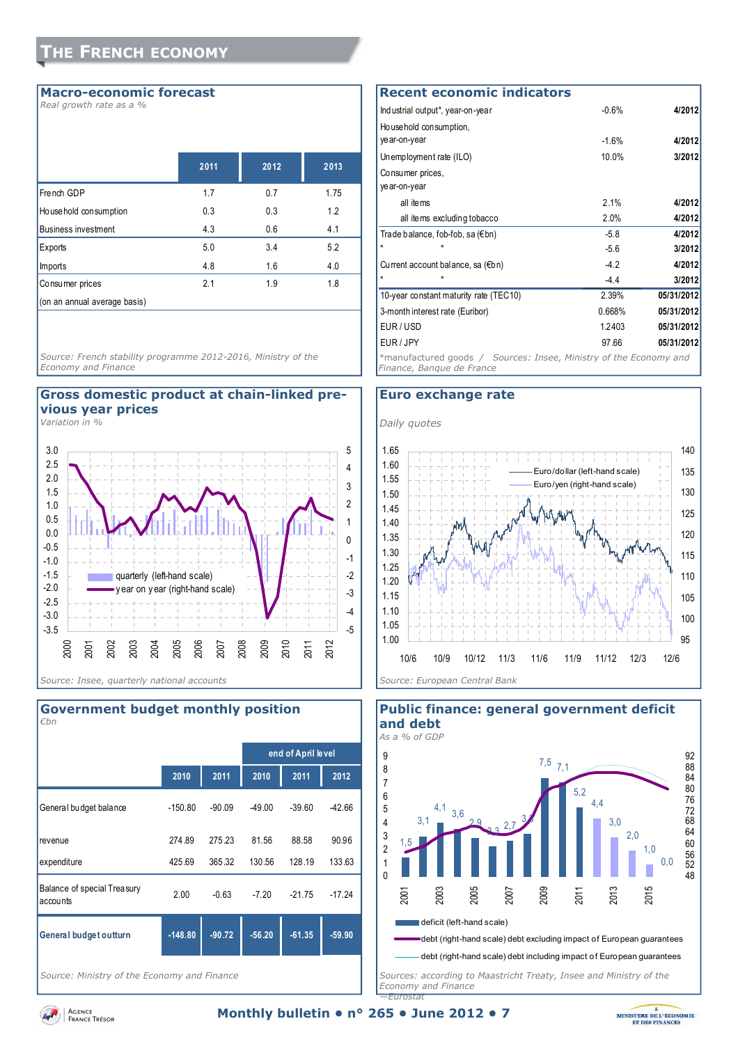# The French economy

## Macro-economic forecast

*Real growth rate as a %*

| | 2011 | 2012 | 2013 |
|---|---|---|---|
| French GDP | 1.7 | 0.7 | 1.75 |
| Household consumption | 0.3 | 0.3 | 1.2 |
| Business investment | 4.3 | 0.6 | 4.1 |
| Exports | 5.0 | 3.4 | 5.2 |
| Imports | 4.8 | 1.6 | 4.0 |
| Consumer prices | 2.1 | 1.9 | 1.8 |
| (on an annual average basis) | | | |

*Source: French stability programme 2012-2016, Ministry of the Economy and Finance*

## Recent economic indicators

| | | |
|---|---|---|
| Industrial output*, year-on-year | -0.6% | 4/2012 |
| Household consumption, year-on-year | -1.6% | 4/2012 |
| Unemployment rate (ILO) | 10.0% | 3/2012 |
| Consumer prices, year-on-year | | |
| all items | 2.1% | 4/2012 |
| all items excluding tobacco | 2.0% | 4/2012 |
| Trade balance, fob-fob, sa (€bn) | -5.8 | 4/2012 |
| " " | -5.6 | 3/2012 |
| Current account balance, sa (€bn) | -4.2 | 4/2012 |
| " " | -4.4 | 3/2012 |
| 10-year constant maturity rate (TEC10) | 2.39% | 05/31/2012 |
| 3-month interest rate (Euribor) | 0.668% | 05/31/2012 |
| EUR / USD | 1.2403 | 05/31/2012 |
| EUR / JPY | 97.66 | 05/31/2012 |

*\*manufactured goods / Sources: Insee, Ministry of the Economy and Finance, Banque de France*

## Gross domestic product at chain-linked previous year prices

*Variation in %*

Legend: quarterly (left-hand scale); year on year (right-hand scale)

*Source: Insee, quarterly national accounts*

## Euro exchange rate

*Daily quotes*

Legend: Euro/dollar (left-hand scale); Euro/yen (right-hand scale)

*Source: European Central Bank*

## Government budget monthly position

*€bn*

| | 2010 | 2011 | end of April level 2010 | 2011 | 2012 |
|---|---|---|---|---|---|
| General budget balance | -150.80 | -90.09 | -49.00 | -39.60 | -42.66 |
| revenue | 274.89 | 275.23 | 81.56 | 88.58 | 90.96 |
| expenditure | 425.69 | 365.32 | 130.56 | 128.19 | 133.63 |
| Balance of special Treasury accounts | 2.00 | -0.63 | -7.20 | -21.75 | -17.24 |
| **General budget outturn** | **-148.80** | **-90.72** | **-56.20** | **-61.35** | **-59.90** |

*Source: Ministry of the Economy and Finance*

## Public finance: general government deficit and debt

*As a % of GDP*

Deficit values (left-hand scale), 2001–2016: 1,5; 3,1; 4,1; 3,6; 2,9; 2,3; 2,7; 3,3; 7,5; 7,1; 5,2; 4,4; 3,0; 2,0; 1,0; 0,0

Legend: deficit (left-hand scale); debt (right-hand scale) debt excluding impact of European guarantees; debt (right-hand scale) debt including impact of European guarantees

*Sources: according to Maastricht Treaty, Insee and Ministry of the Economy and Finance —Eurostat*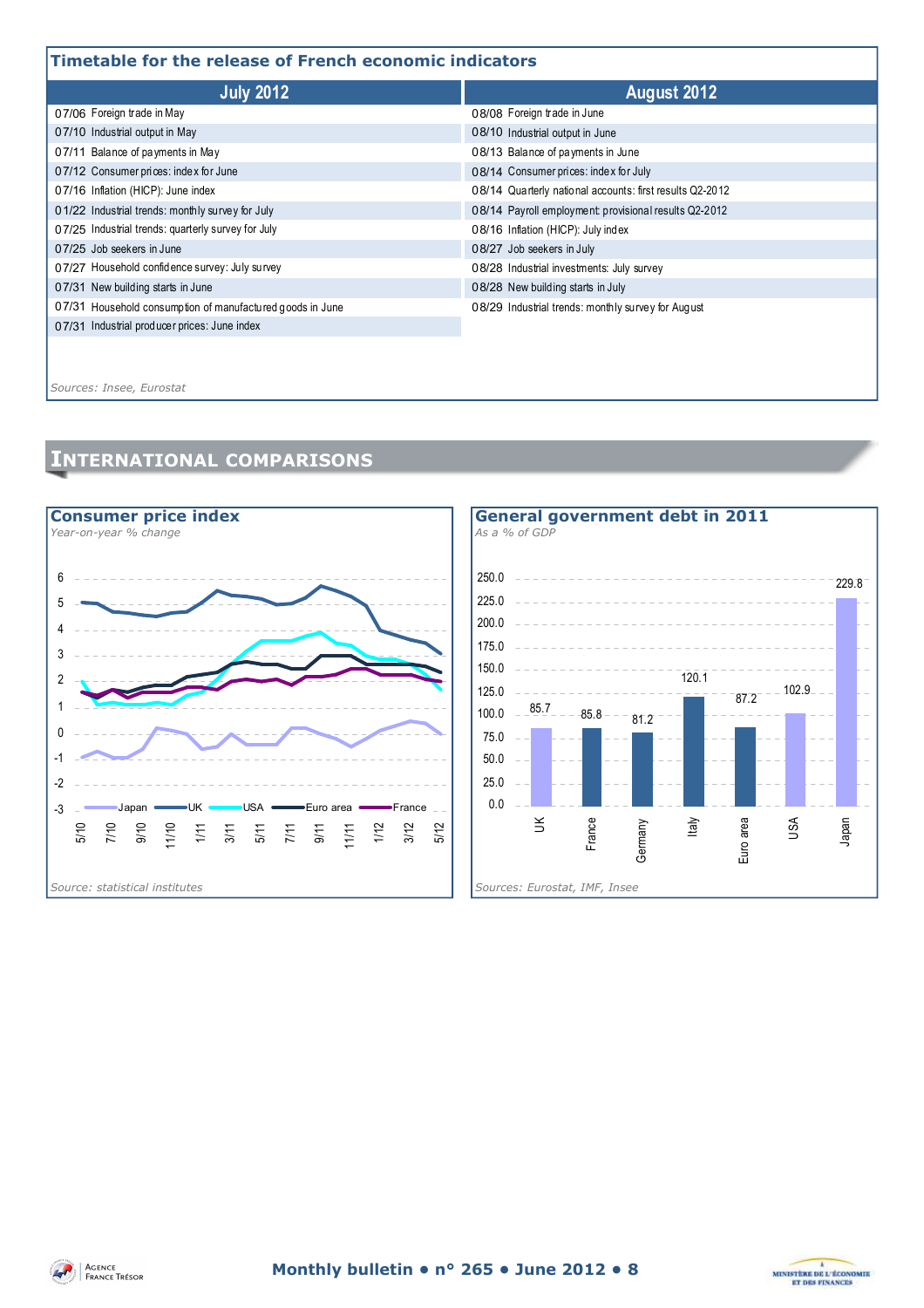## Timetable for the release of French economic indicators

| July 2012 | August 2012 |
| --- | --- |
| 07/06 Foreign trade in May | 08/08 Foreign trade in June |
| 07/10 Industrial output in May | 08/10 Industrial output in June |
| 07/11 Balance of payments in May | 08/13 Balance of payments in June |
| 07/12 Consumer prices: index for June | 08/14 Consumer prices: index for July |
| 07/16 Inflation (HICP): June index | 08/14 Quarterly national accounts: first results Q2-2012 |
| 01/22 Industrial trends: monthly survey for July | 08/14 Payroll employment: provisional results Q2-2012 |
| 07/25 Industrial trends: quarterly survey for July | 08/16 Inflation (HICP): July index |
| 07/25 Job seekers in June | 08/27 Job seekers in July |
| 07/27 Household confidence survey: July survey | 08/28 Industrial investments: July survey |
| 07/31 New building starts in June | 08/28 New building starts in July |
| 07/31 Household consumption of manufactured goods in June | 08/29 Industrial trends: monthly survey for August |
| 07/31 Industrial producer prices: June index | |

*Sources: Insee, Eurostat*

# International comparisons

## Consumer price index

*Year-on-year % change*

*Source: statistical institutes*

## General government debt in 2011

*As a % of GDP*

| UK | France | Germany | Italy | Euro area | USA | Japan |
| --- | --- | --- | --- | --- | --- | --- |
| 85.7 | 85.8 | 81.2 | 120.1 | 87.2 | 102.9 | 229.8 |

*Sources: Eurostat, IMF, Insee*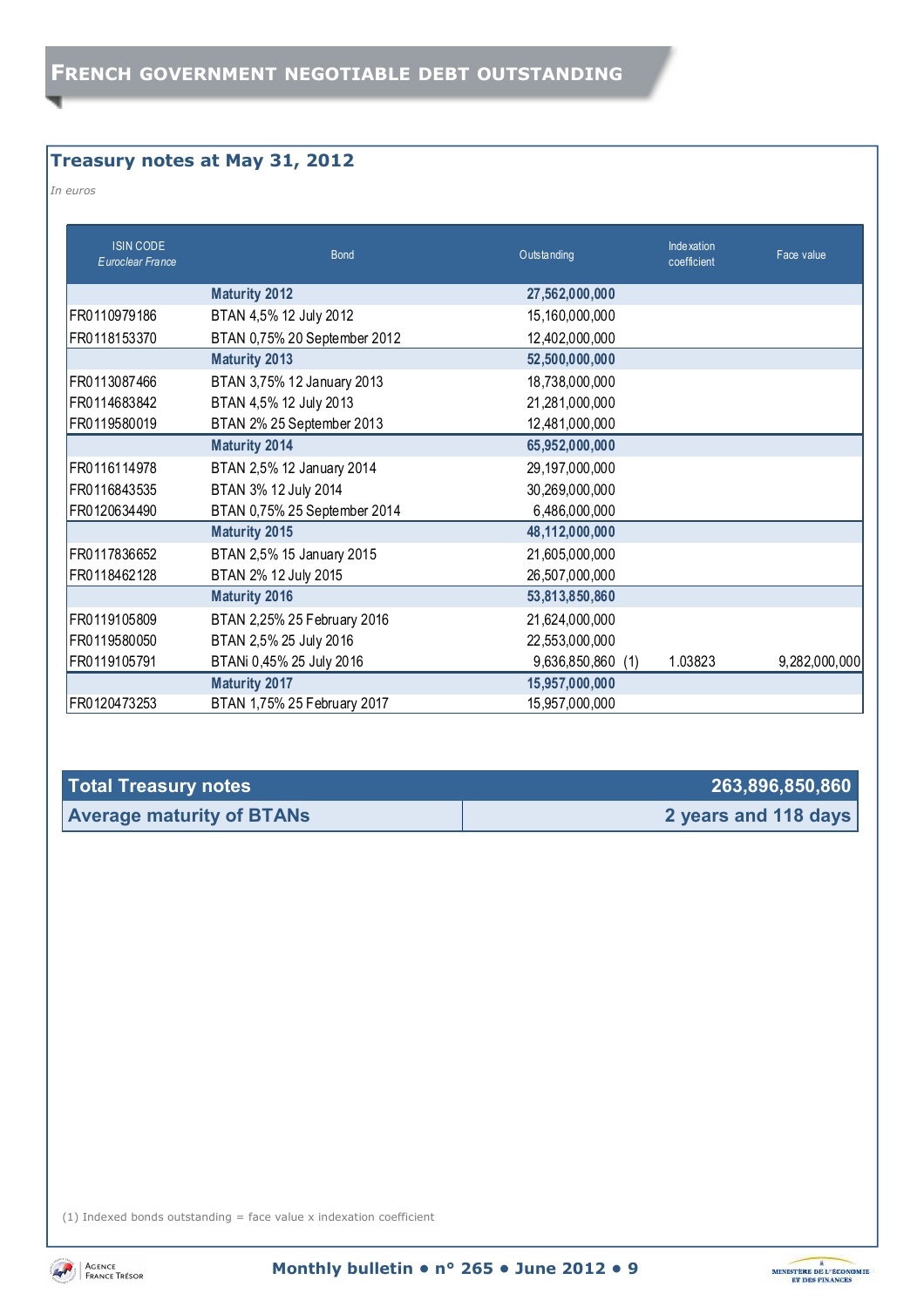# French government negotiable debt outstanding

## Treasury notes at May 31, 2012

*In euros*

| ISIN CODE *Euroclear France* | Bond | Outstanding | | Indexation coefficient | Face value |
|---|---|---|---|---|---|
| | **Maturity 2012** | **27,562,000,000** | | | |
| FR0110979186 | BTAN 4,5% 12 July 2012 | 15,160,000,000 | | | |
| FR0118153370 | BTAN 0,75% 20 September 2012 | 12,402,000,000 | | | |
| | **Maturity 2013** | **52,500,000,000** | | | |
| FR0113087466 | BTAN 3,75% 12 January 2013 | 18,738,000,000 | | | |
| FR0114683842 | BTAN 4,5% 12 July 2013 | 21,281,000,000 | | | |
| FR0119580019 | BTAN 2% 25 September 2013 | 12,481,000,000 | | | |
| | **Maturity 2014** | **65,952,000,000** | | | |
| FR0116114978 | BTAN 2,5% 12 January 2014 | 29,197,000,000 | | | |
| FR0116843535 | BTAN 3% 12 July 2014 | 30,269,000,000 | | | |
| FR0120634490 | BTAN 0,75% 25 September 2014 | 6,486,000,000 | | | |
| | **Maturity 2015** | **48,112,000,000** | | | |
| FR0117836652 | BTAN 2,5% 15 January 2015 | 21,605,000,000 | | | |
| FR0118462128 | BTAN 2% 12 July 2015 | 26,507,000,000 | | | |
| | **Maturity 2016** | **53,813,850,860** | | | |
| FR0119105809 | BTAN 2,25% 25 February 2016 | 21,624,000,000 | | | |
| FR0119580050 | BTAN 2,5% 25 July 2016 | 22,553,000,000 | | | |
| FR0119105791 | BTANi 0,45% 25 July 2016 | 9,636,850,860 | (1) | 1.03823 | 9,282,000,000 |
| | **Maturity 2017** | **15,957,000,000** | | | |
| FR0120473253 | BTAN 1,75% 25 February 2017 | 15,957,000,000 | | | |

| **Total Treasury notes** | **263,896,850,860** |
|---|---|
| **Average maturity of BTANs** | **2 years and 118 days** |

(1) Indexed bonds outstanding = face value x indexation coefficient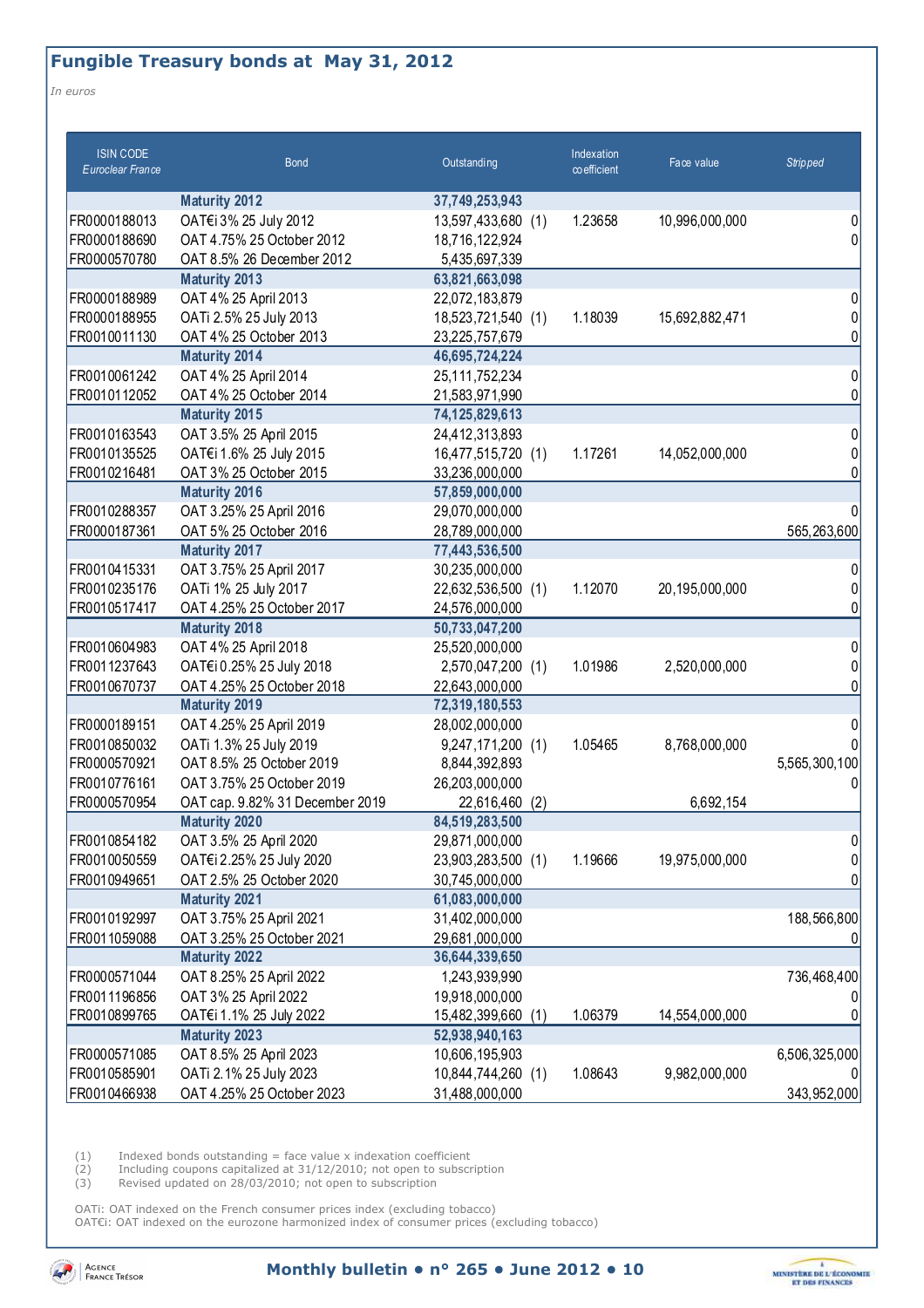## Fungible Treasury bonds at May 31, 2012

*In euros*

| ISIN CODE *Euroclear France* | Bond | Outstanding | | Indexation coefficient | Face value | *Stripped* |
|---|---|---|---|---|---|---|
| | **Maturity 2012** | **37,749,253,943** | | | | |
| FR0000188013 | OAT€i 3% 25 July 2012 | 13,597,433,680 | (1) | 1.23658 | 10,996,000,000 | 0 |
| FR0000188690 | OAT 4.75% 25 October 2012 | 18,716,122,924 | | | | 0 |
| FR0000570780 | OAT 8.5% 26 December 2012 | 5,435,697,339 | | | | |
| | **Maturity 2013** | **63,821,663,098** | | | | |
| FR0000188989 | OAT 4% 25 April 2013 | 22,072,183,879 | | | | 0 |
| FR0000188955 | OATi 2.5% 25 July 2013 | 18,523,721,540 | (1) | 1.18039 | 15,692,882,471 | 0 |
| FR0010011130 | OAT 4% 25 October 2013 | 23,225,757,679 | | | | 0 |
| | **Maturity 2014** | **46,695,724,224** | | | | |
| FR0010061242 | OAT 4% 25 April 2014 | 25,111,752,234 | | | | 0 |
| FR0010112052 | OAT 4% 25 October 2014 | 21,583,971,990 | | | | 0 |
| | **Maturity 2015** | **74,125,829,613** | | | | |
| FR0010163543 | OAT 3.5% 25 April 2015 | 24,412,313,893 | | | | 0 |
| FR0010135525 | OAT€i 1.6% 25 July 2015 | 16,477,515,720 | (1) | 1.17261 | 14,052,000,000 | 0 |
| FR0010216481 | OAT 3% 25 October 2015 | 33,236,000,000 | | | | 0 |
| | **Maturity 2016** | **57,859,000,000** | | | | |
| FR0010288357 | OAT 3.25% 25 April 2016 | 29,070,000,000 | | | | 0 |
| FR0000187361 | OAT 5% 25 October 2016 | 28,789,000,000 | | | | 565,263,600 |
| | **Maturity 2017** | **77,443,536,500** | | | | |
| FR0010415331 | OAT 3.75% 25 April 2017 | 30,235,000,000 | | | | 0 |
| FR0010235176 | OATi 1% 25 July 2017 | 22,632,536,500 | (1) | 1.12070 | 20,195,000,000 | 0 |
| FR0010517417 | OAT 4.25% 25 October 2017 | 24,576,000,000 | | | | 0 |
| | **Maturity 2018** | **50,733,047,200** | | | | |
| FR0010604983 | OAT 4% 25 April 2018 | 25,520,000,000 | | | | 0 |
| FR0011237643 | OAT€i 0.25% 25 July 2018 | 2,570,047,200 | (1) | 1.01986 | 2,520,000,000 | 0 |
| FR0010670737 | OAT 4.25% 25 October 2018 | 22,643,000,000 | | | | 0 |
| | **Maturity 2019** | **72,319,180,553** | | | | |
| FR0000189151 | OAT 4.25% 25 April 2019 | 28,002,000,000 | | | | 0 |
| FR0010850032 | OATi 1.3% 25 July 2019 | 9,247,171,200 | (1) | 1.05465 | 8,768,000,000 | 0 |
| FR0000570921 | OAT 8.5% 25 October 2019 | 8,844,392,893 | | | | 5,565,300,100 |
| FR0010776161 | OAT 3.75% 25 October 2019 | 26,203,000,000 | | | | 0 |
| FR0000570954 | OAT cap. 9.82% 31 December 2019 | 22,616,460 | (2) | | 6,692,154 | |
| | **Maturity 2020** | **84,519,283,500** | | | | |
| FR0010854182 | OAT 3.5% 25 April 2020 | 29,871,000,000 | | | | 0 |
| FR0010050559 | OAT€i 2.25% 25 July 2020 | 23,903,283,500 | (1) | 1.19666 | 19,975,000,000 | 0 |
| FR0010949651 | OAT 2.5% 25 October 2020 | 30,745,000,000 | | | | 0 |
| | **Maturity 2021** | **61,083,000,000** | | | | |
| FR0010192997 | OAT 3.75% 25 April 2021 | 31,402,000,000 | | | | 188,566,800 |
| FR0011059088 | OAT 3.25% 25 October 2021 | 29,681,000,000 | | | | 0 |
| | **Maturity 2022** | **36,644,339,650** | | | | |
| FR0000571044 | OAT 8.25% 25 April 2022 | 1,243,939,990 | | | | 736,468,400 |
| FR0011196856 | OAT 3% 25 April 2022 | 19,918,000,000 | | | | 0 |
| FR0010899765 | OAT€i 1.1% 25 July 2022 | 15,482,399,660 | (1) | 1.06379 | 14,554,000,000 | 0 |
| | **Maturity 2023** | **52,938,940,163** | | | | |
| FR0000571085 | OAT 8.5% 25 April 2023 | 10,606,195,903 | | | | 6,506,325,000 |
| FR0010585901 | OATi 2.1% 25 July 2023 | 10,844,744,260 | (1) | 1.08643 | 9,982,000,000 | 0 |
| FR0010466938 | OAT 4.25% 25 October 2023 | 31,488,000,000 | | | | 343,952,000 |

(1) Indexed bonds outstanding = face value x indexation coefficient
(2) Including coupons capitalized at 31/12/2010; not open to subscription
(3) Revised updated on 28/03/2010; not open to subscription

OATi: OAT indexed on the French consumer prices index (excluding tobacco)
OAT€i: OAT indexed on the eurozone harmonized index of consumer prices (excluding tobacco)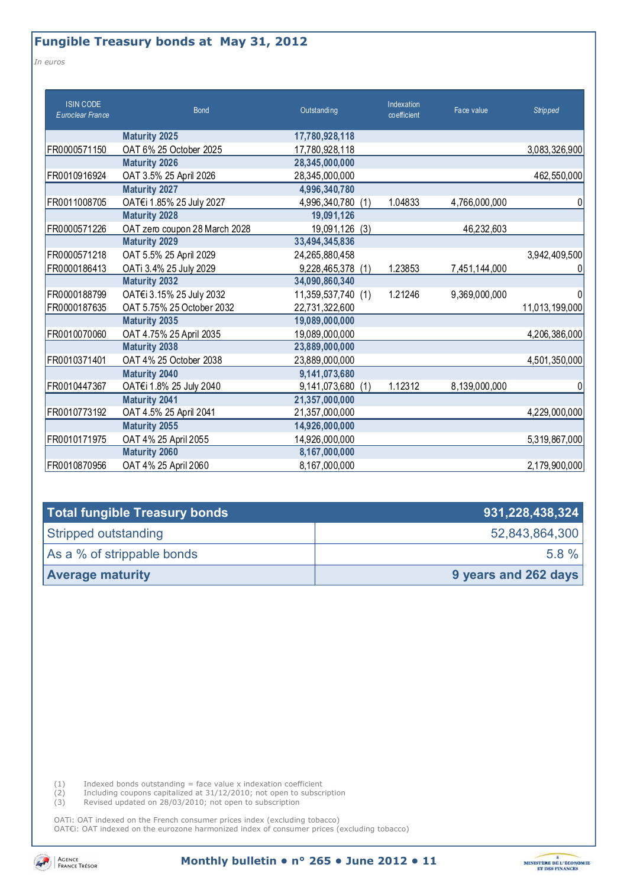## Fungible Treasury bonds at May 31, 2012

*In euros*

| ISIN CODE *Euroclear France* | Bond | Outstanding | Indexation coefficient | Face value | *Stripped* |
|---|---|---|---|---|---|
| | **Maturity 2025** | **17,780,928,118** | | | |
| FR0000571150 | OAT 6% 25 October 2025 | 17,780,928,118 | | | 3,083,326,900 |
| | **Maturity 2026** | **28,345,000,000** | | | |
| FR0010916924 | OAT 3.5% 25 April 2026 | 28,345,000,000 | | | 462,550,000 |
| | **Maturity 2027** | **4,996,340,780** | | | |
| FR0011008705 | OAT€i 1.85% 25 July 2027 | 4,996,340,780 (1) | 1.04833 | 4,766,000,000 | 0 |
| | **Maturity 2028** | **19,091,126** | | | |
| FR0000571226 | OAT zero coupon 28 March 2028 | 19,091,126 (3) | | 46,232,603 | |
| | **Maturity 2029** | **33,494,345,836** | | | |
| FR0000571218 | OAT 5.5% 25 April 2029 | 24,265,880,458 | | | 3,942,409,500 |
| FR0000186413 | OATi 3.4% 25 July 2029 | 9,228,465,378 (1) | 1.23853 | 7,451,144,000 | 0 |
| | **Maturity 2032** | **34,090,860,340** | | | |
| FR0000188799 | OAT€i 3.15% 25 July 2032 | 11,359,537,740 (1) | 1.21246 | 9,369,000,000 | 0 |
| FR0000187635 | OAT 5.75% 25 October 2032 | 22,731,322,600 | | | 11,013,199,000 |
| | **Maturity 2035** | **19,089,000,000** | | | |
| FR0010070060 | OAT 4.75% 25 April 2035 | 19,089,000,000 | | | 4,206,386,000 |
| | **Maturity 2038** | **23,889,000,000** | | | |
| FR0010371401 | OAT 4% 25 October 2038 | 23,889,000,000 | | | 4,501,350,000 |
| | **Maturity 2040** | **9,141,073,680** | | | |
| FR0010447367 | OAT€i 1.8% 25 July 2040 | 9,141,073,680 (1) | 1.12312 | 8,139,000,000 | 0 |
| | **Maturity 2041** | **21,357,000,000** | | | |
| FR0010773192 | OAT 4.5% 25 April 2041 | 21,357,000,000 | | | 4,229,000,000 |
| | **Maturity 2055** | **14,926,000,000** | | | |
| FR0010171975 | OAT 4% 25 April 2055 | 14,926,000,000 | | | 5,319,867,000 |
| | **Maturity 2060** | **8,167,000,000** | | | |
| FR0010870956 | OAT 4% 25 April 2060 | 8,167,000,000 | | | 2,179,900,000 |

| **Total fungible Treasury bonds** | **931,228,438,324** |
|---|---|
| Stripped outstanding | 52,843,864,300 |
| As a % of strippable bonds | 5.8 % |
| **Average maturity** | **9 years and 262 days** |

(1) Indexed bonds outstanding = face value x indexation coefficient
(2) Including coupons capitalized at 31/12/2010; not open to subscription
(3) Revised updated on 28/03/2010; not open to subscription

OATi: OAT indexed on the French consumer prices index (excluding tobacco)
OAT€i: OAT indexed on the eurozone harmonized index of consumer prices (excluding tobacco)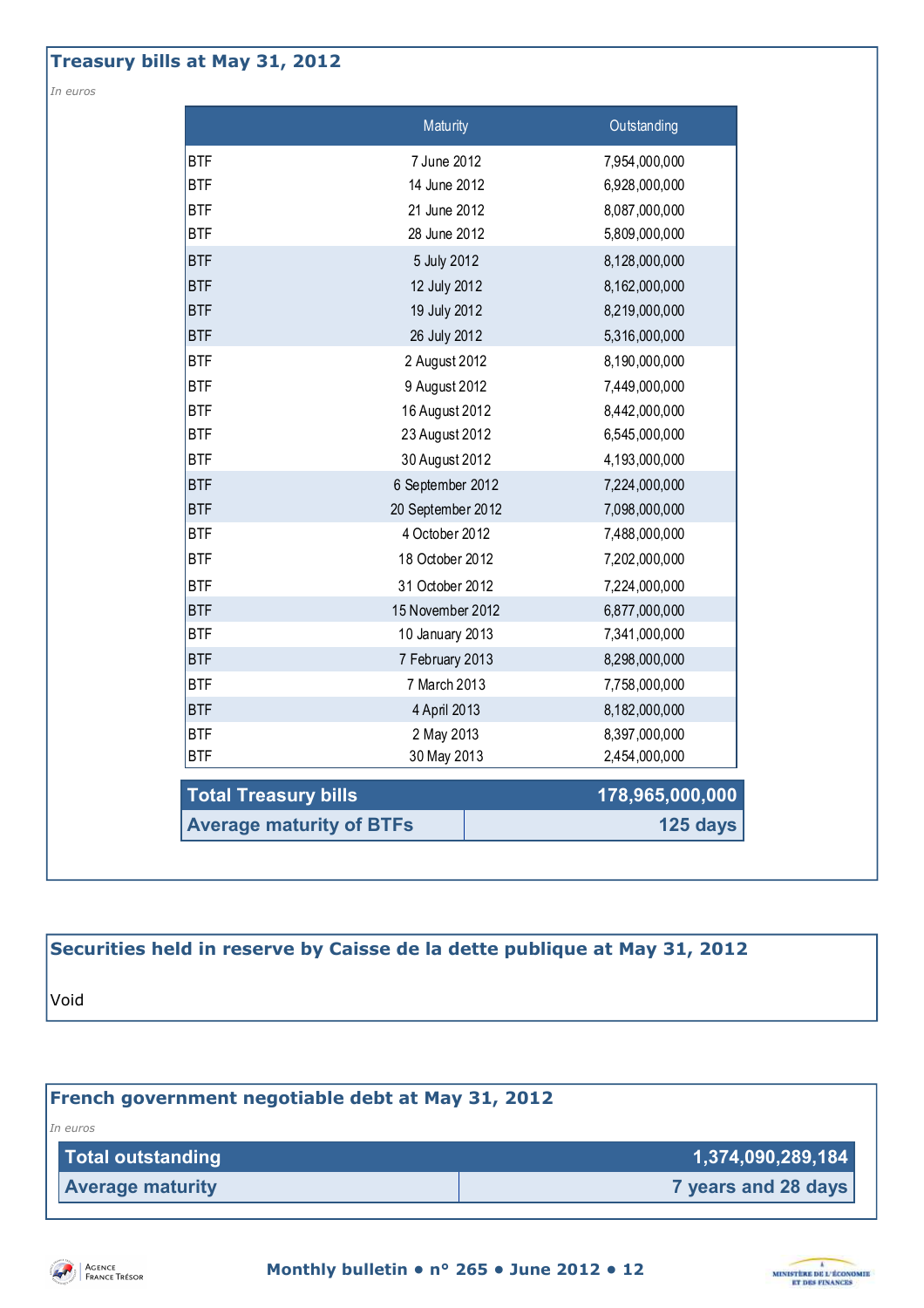## Treasury bills at May 31, 2012

*In euros*

| | Maturity | Outstanding |
|---|---|---|
| BTF | 7 June 2012 | 7,954,000,000 |
| BTF | 14 June 2012 | 6,928,000,000 |
| BTF | 21 June 2012 | 8,087,000,000 |
| BTF | 28 June 2012 | 5,809,000,000 |
| BTF | 5 July 2012 | 8,128,000,000 |
| BTF | 12 July 2012 | 8,162,000,000 |
| BTF | 19 July 2012 | 8,219,000,000 |
| BTF | 26 July 2012 | 5,316,000,000 |
| BTF | 2 August 2012 | 8,190,000,000 |
| BTF | 9 August 2012 | 7,449,000,000 |
| BTF | 16 August 2012 | 8,442,000,000 |
| BTF | 23 August 2012 | 6,545,000,000 |
| BTF | 30 August 2012 | 4,193,000,000 |
| BTF | 6 September 2012 | 7,224,000,000 |
| BTF | 20 September 2012 | 7,098,000,000 |
| BTF | 4 October 2012 | 7,488,000,000 |
| BTF | 18 October 2012 | 7,202,000,000 |
| BTF | 31 October 2012 | 7,224,000,000 |
| BTF | 15 November 2012 | 6,877,000,000 |
| BTF | 10 January 2013 | 7,341,000,000 |
| BTF | 7 February 2013 | 8,298,000,000 |
| BTF | 7 March 2013 | 7,758,000,000 |
| BTF | 4 April 2013 | 8,182,000,000 |
| BTF | 2 May 2013 | 8,397,000,000 |
| BTF | 30 May 2013 | 2,454,000,000 |

| | |
|---|---|
| **Total Treasury bills** | **178,965,000,000** |
| **Average maturity of BTFs** | **125 days** |

## Securities held in reserve by Caisse de la dette publique at May 31, 2012

Void

## French government negotiable debt at May 31, 2012

*In euros*

| | |
|---|---|
| **Total outstanding** | **1,374,090,289,184** |
| **Average maturity** | **7 years and 28 days** |